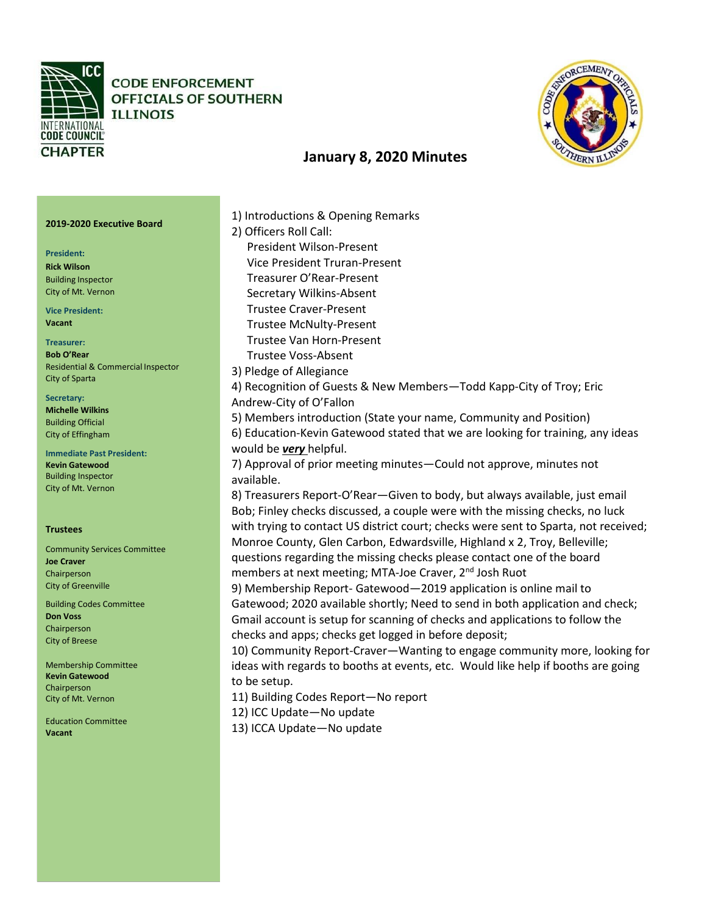# CODE ENFORCEMENT OFFICIALS OF SOUTHERN ILLINOIS

INTERNATIONAL CODE COUNCIL CHAPTER

## January 8, 2020 Minutes

**2019-2020 Executive Board**

**President:**
**Rick Wilson**
Building Inspector
City of Mt. Vernon

**Vice President:**
**Vacant**

**Treasurer:**
**Bob O'Rear**
Residential & Commercial Inspector
City of Sparta

**Secretary:**
**Michelle Wilkins**
Building Official
City of Effingham

**Immediate Past President:**
**Kevin Gatewood**
Building Inspector
City of Mt. Vernon

**Trustees**

Community Services Committee
**Joe Craver**
Chairperson
City of Greenville

Building Codes Committee
**Don Voss**
Chairperson
City of Breese

Membership Committee
**Kevin Gatewood**
Chairperson
City of Mt. Vernon

Education Committee
**Vacant**

1) Introductions & Opening Remarks
2) Officers Roll Call:
   President Wilson-Present
   Vice President Truran-Present
   Treasurer O'Rear-Present
   Secretary Wilkins-Absent
   Trustee Craver-Present
   Trustee McNulty-Present
   Trustee Van Horn-Present
   Trustee Voss-Absent
3) Pledge of Allegiance
4) Recognition of Guests & New Members—Todd Kapp-City of Troy; Eric Andrew-City of O'Fallon
5) Members introduction (State your name, Community and Position)
6) Education-Kevin Gatewood stated that we are looking for training, any ideas would be ***very*** helpful.
7) Approval of prior meeting minutes—Could not approve, minutes not available.
8) Treasurers Report-O'Rear—Given to body, but always available, just email Bob; Finley checks discussed, a couple were with the missing checks, no luck with trying to contact US district court; checks were sent to Sparta, not received; Monroe County, Glen Carbon, Edwardsville, Highland x 2, Troy, Belleville; questions regarding the missing checks please contact one of the board members at next meeting; MTA-Joe Craver, 2nd Josh Ruot
9) Membership Report- Gatewood—2019 application is online mail to Gatewood; 2020 available shortly; Need to send in both application and check; Gmail account is setup for scanning of checks and applications to follow the checks and apps; checks get logged in before deposit;
10) Community Report-Craver—Wanting to engage community more, looking for ideas with regards to booths at events, etc. Would like help if booths are going to be setup.
11) Building Codes Report—No report
12) ICC Update—No update
13) ICCA Update—No update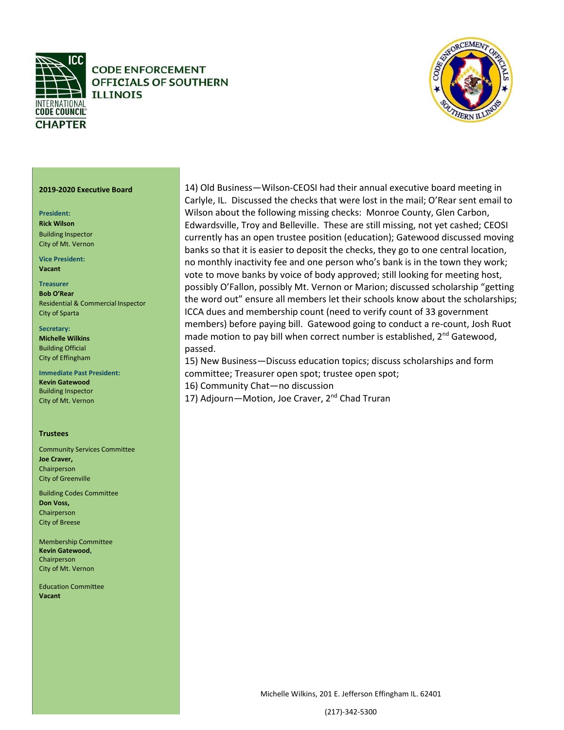**CODE ENFORCEMENT OFFICIALS OF SOUTHERN ILLINOIS**

**2019-2020 Executive Board**

**President:**
**Rick Wilson**
Building Inspector
City of Mt. Vernon

**Vice President:**
**Vacant**

**Treasurer**
**Bob O'Rear**
Residential & Commercial Inspector
City of Sparta

**Secretary:**
**Michelle Wilkins**
Building Official
City of Effingham

**Immediate Past President:**
**Kevin Gatewood**
Building Inspector
City of Mt. Vernon

**Trustees**

Community Services Committee
**Joe Craver,**
Chairperson
City of Greenville

Building Codes Committee
**Don Voss,**
Chairperson
City of Breese

Membership Committee
**Kevin Gatewood,**
Chairperson
City of Mt. Vernon

Education Committee
**Vacant**

14) Old Business—Wilson-CEOSI had their annual executive board meeting in Carlyle, IL. Discussed the checks that were lost in the mail; O'Rear sent email to Wilson about the following missing checks: Monroe County, Glen Carbon, Edwardsville, Troy and Belleville. These are still missing, not yet cashed; CEOSI currently has an open trustee position (education); Gatewood discussed moving banks so that it is easier to deposit the checks, they go to one central location, no monthly inactivity fee and one person who's bank is in the town they work; vote to move banks by voice of body approved; still looking for meeting host, possibly O'Fallon, possibly Mt. Vernon or Marion; discussed scholarship "getting the word out" ensure all members let their schools know about the scholarships; ICCA dues and membership count (need to verify count of 33 government members) before paying bill. Gatewood going to conduct a re-count, Josh Ruot made motion to pay bill when correct number is established, 2nd Gatewood, passed.

15) New Business—Discuss education topics; discuss scholarships and form committee; Treasurer open spot; trustee open spot;

16) Community Chat—no discussion

17) Adjourn—Motion, Joe Craver, 2nd Chad Truran

Michelle Wilkins, 201 E. Jefferson Effingham IL. 62401

(217)-342-5300